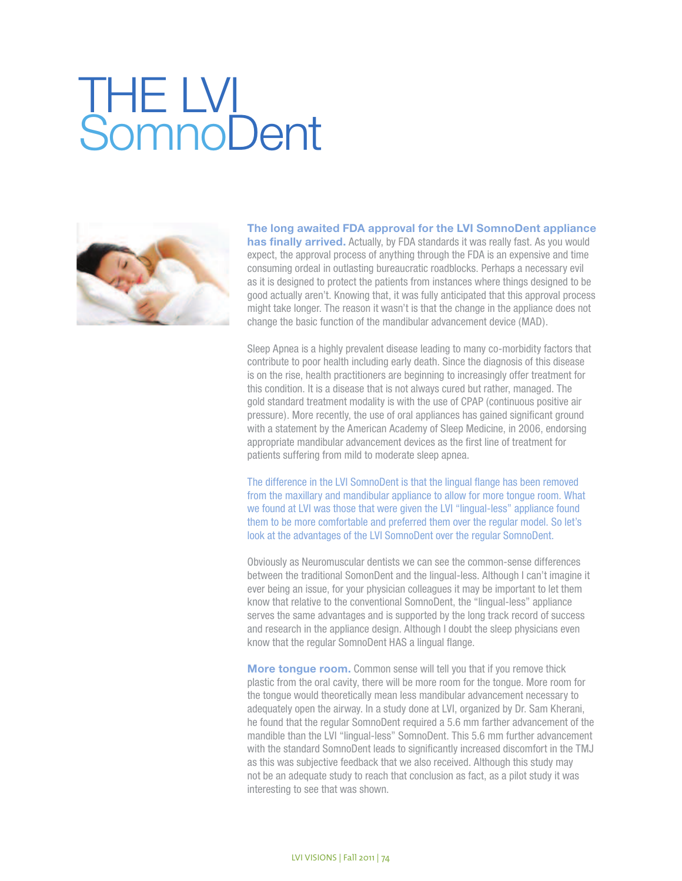# THE LVI SomnoDent

**The long awaited FDA approval for the LVI SomnoDent appliance has finally arrived.** Actually, by FDA standards it was really fast. As you would expect, the approval process of anything through the FDA is an expensive and time consuming ordeal in outlasting bureaucratic roadblocks. Perhaps a necessary evil as it is designed to protect the patients from instances where things designed to be good actually aren't. Knowing that, it was fully anticipated that this approval process might take longer. The reason it wasn't is that the change in the appliance does not change the basic function of the mandibular advancement device (MAD).

Sleep Apnea is a highly prevalent disease leading to many co-morbidity factors that contribute to poor health including early death. Since the diagnosis of this disease is on the rise, health practitioners are beginning to increasingly offer treatment for this condition. It is a disease that is not always cured but rather, managed. The gold standard treatment modality is with the use of CPAP (continuous positive air pressure). More recently, the use of oral appliances has gained significant ground with a statement by the American Academy of Sleep Medicine, in 2006, endorsing appropriate mandibular advancement devices as the first line of treatment for patients suffering from mild to moderate sleep apnea.

The difference in the LVI SomnoDent is that the lingual flange has been removed from the maxillary and mandibular appliance to allow for more tongue room. What we found at LVI was those that were given the LVI "lingual-less" appliance found them to be more comfortable and preferred them over the regular model. So let's look at the advantages of the LVI SomnoDent over the regular SomnoDent.

Obviously as Neuromuscular dentists we can see the common-sense differences between the traditional SomonDent and the lingual-less. Although I can't imagine it ever being an issue, for your physician colleagues it may be important to let them know that relative to the conventional SomnoDent, the "lingual-less" appliance serves the same advantages and is supported by the long track record of success and research in the appliance design. Although I doubt the sleep physicians even know that the regular SomnoDent HAS a lingual flange.

**More tongue room.** Common sense will tell you that if you remove thick plastic from the oral cavity, there will be more room for the tongue. More room for the tongue would theoretically mean less mandibular advancement necessary to adequately open the airway. In a study done at LVI, organized by Dr. Sam Kherani, he found that the regular SomnoDent required a 5.6 mm farther advancement of the mandible than the LVI "lingual-less" SomnoDent. This 5.6 mm further advancement with the standard SomnoDent leads to significantly increased discomfort in the TMJ as this was subjective feedback that we also received. Although this study may not be an adequate study to reach that conclusion as fact, as a pilot study it was interesting to see that was shown.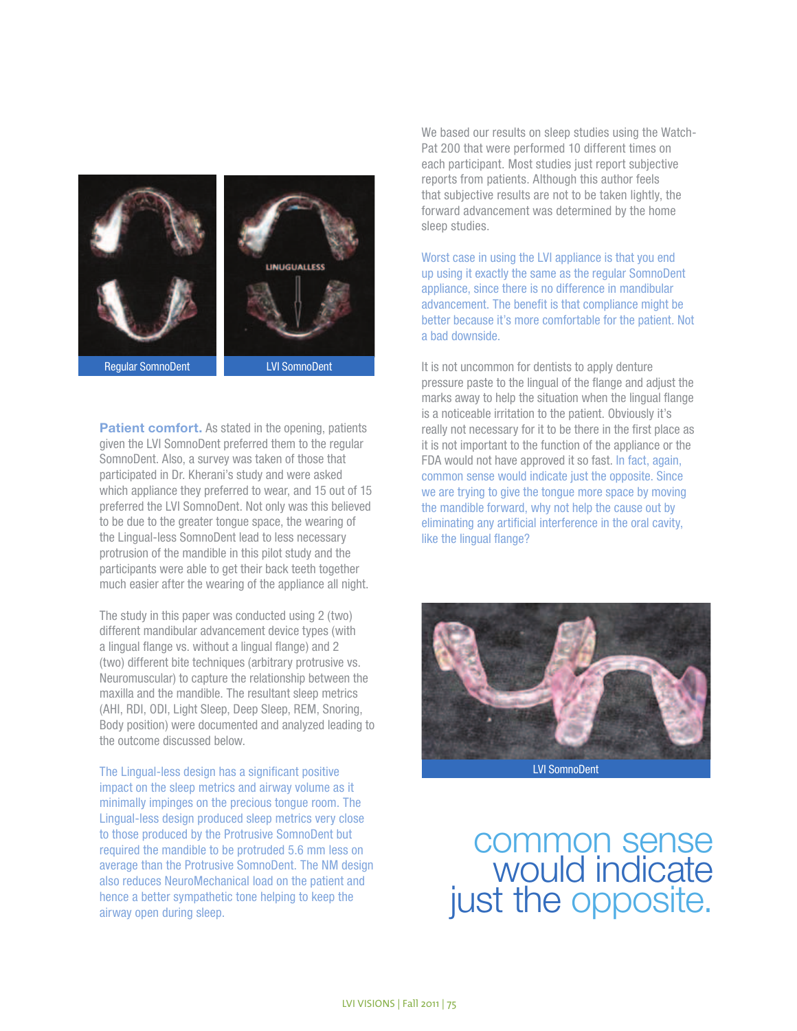Regular SomnoDent

LVI SomnoDent

**Patient comfort.** As stated in the opening, patients given the LVI SomnoDent preferred them to the regular SomnoDent. Also, a survey was taken of those that participated in Dr. Kherani's study and were asked which appliance they preferred to wear, and 15 out of 15 preferred the LVI SomnoDent. Not only was this believed to be due to the greater tongue space, the wearing of the Lingual-less SomnoDent lead to less necessary protrusion of the mandible in this pilot study and the participants were able to get their back teeth together much easier after the wearing of the appliance all night.

The study in this paper was conducted using 2 (two) different mandibular advancement device types (with a lingual flange vs. without a lingual flange) and 2 (two) different bite techniques (arbitrary protrusive vs. Neuromuscular) to capture the relationship between the maxilla and the mandible. The resultant sleep metrics (AHI, RDI, ODI, Light Sleep, Deep Sleep, REM, Snoring, Body position) were documented and analyzed leading to the outcome discussed below.

The Lingual-less design has a significant positive impact on the sleep metrics and airway volume as it minimally impinges on the precious tongue room. The Lingual-less design produced sleep metrics very close to those produced by the Protrusive SomnoDent but required the mandible to be protruded 5.6 mm less on average than the Protrusive SomnoDent. The NM design also reduces NeuroMechanical load on the patient and hence a better sympathetic tone helping to keep the airway open during sleep.

We based our results on sleep studies using the Watch-Pat 200 that were performed 10 different times on each participant. Most studies just report subjective reports from patients. Although this author feels that subjective results are not to be taken lightly, the forward advancement was determined by the home sleep studies.

Worst case in using the LVI appliance is that you end up using it exactly the same as the regular SomnoDent appliance, since there is no difference in mandibular advancement. The benefit is that compliance might be better because it's more comfortable for the patient. Not a bad downside.

It is not uncommon for dentists to apply denture pressure paste to the lingual of the flange and adjust the marks away to help the situation when the lingual flange is a noticeable irritation to the patient. Obviously it's really not necessary for it to be there in the first place as it is not important to the function of the appliance or the FDA would not have approved it so fast. In fact, again, common sense would indicate just the opposite. Since we are trying to give the tongue more space by moving the mandible forward, why not help the cause out by eliminating any artificial interference in the oral cavity, like the lingual flange?

LVI SomnoDent

common sense would indicate just the opposite.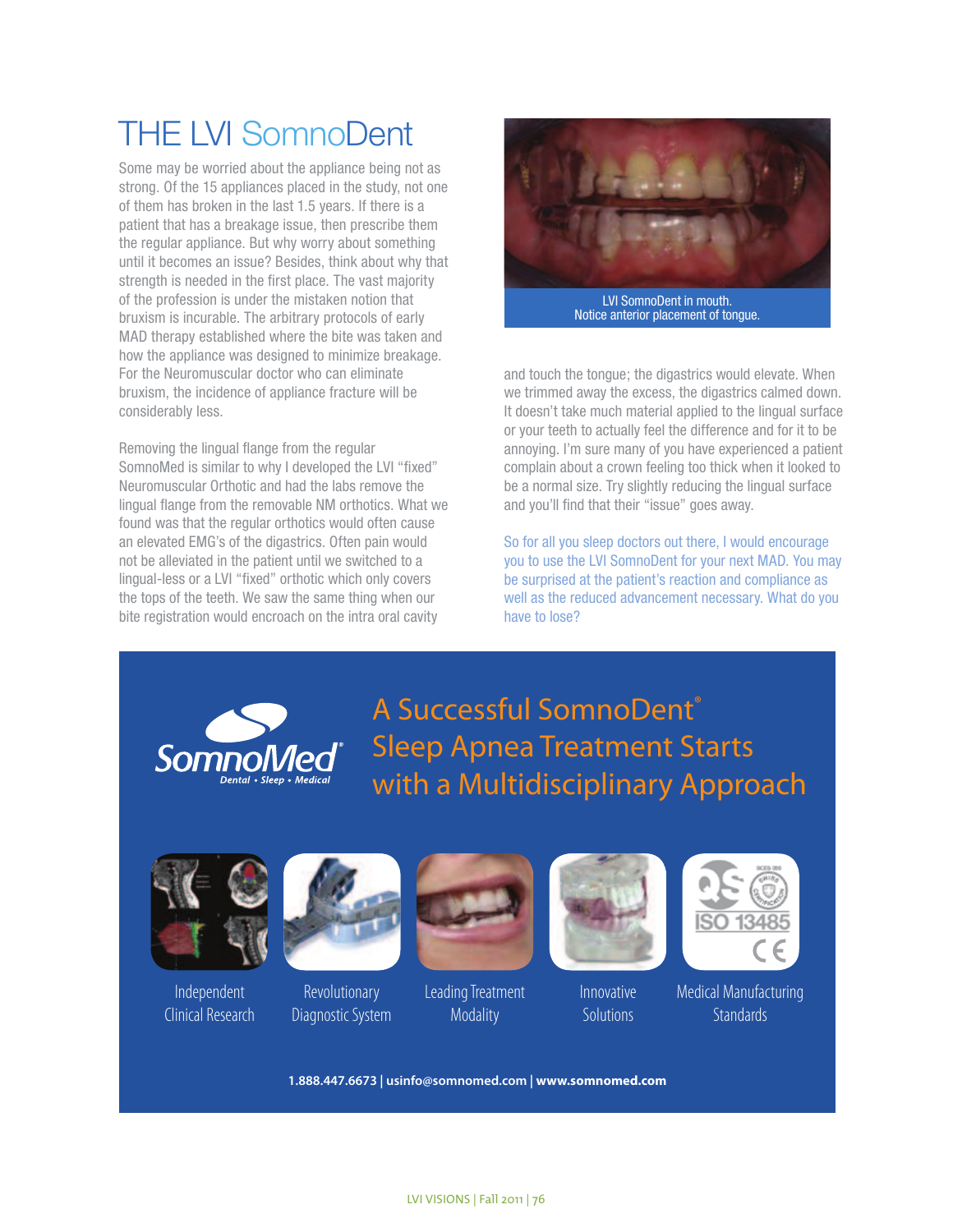# THE LVI SomnoDent

Some may be worried about the appliance being not as strong. Of the 15 appliances placed in the study, not one of them has broken in the last 1.5 years. If there is a patient that has a breakage issue, then prescribe them the regular appliance. But why worry about something until it becomes an issue? Besides, think about why that strength is needed in the first place. The vast majority of the profession is under the mistaken notion that bruxism is incurable. The arbitrary protocols of early MAD therapy established where the bite was taken and how the appliance was designed to minimize breakage. For the Neuromuscular doctor who can eliminate bruxism, the incidence of appliance fracture will be considerably less.

Removing the lingual flange from the regular SomnoMed is similar to why I developed the LVI "fixed" Neuromuscular Orthotic and had the labs remove the lingual flange from the removable NM orthotics. What we found was that the regular orthotics would often cause an elevated EMG's of the digastrics. Often pain would not be alleviated in the patient until we switched to a lingual-less or a LVI "fixed" orthotic which only covers the tops of the teeth. We saw the same thing when our bite registration would encroach on the intra oral cavity and touch the tongue; the digastrics would elevate. When we trimmed away the excess, the digastrics calmed down. It doesn't take much material applied to the lingual surface or your teeth to actually feel the difference and for it to be annoying. I'm sure many of you have experienced a patient complain about a crown feeling too thick when it looked to be a normal size. Try slightly reducing the lingual surface and you'll find that their "issue" goes away.

LVI SomnoDent in mouth.
Notice anterior placement of tongue.

So for all you sleep doctors out there, I would encourage you to use the LVI SomnoDent for your next MAD. You may be surprised at the patient's reaction and compliance as well as the reduced advancement necessary. What do you have to lose?

SomnoMed
Dental • Sleep • Medical

## A Successful SomnoDent® Sleep Apnea Treatment Starts with a Multidisciplinary Approach

Independent Clinical Research

Revolutionary Diagnostic System

Leading Treatment Modality

Innovative Solutions

Medical Manufacturing Standards

**1.888.447.6673 | usinfo@somnomed.com | www.somnomed.com**